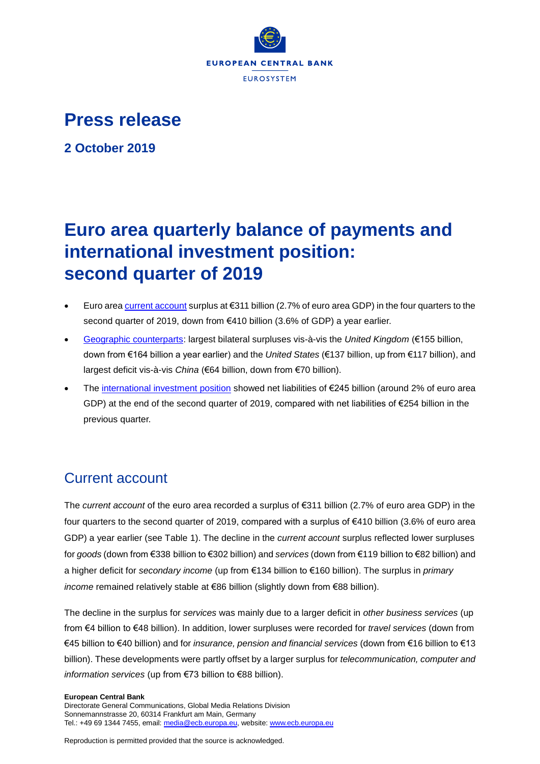EUROPEAN CENTRAL BANK

EUROSYSTEM

# Press release

**2 October 2019**

# Euro area quarterly balance of payments and international investment position: second quarter of 2019

- Euro area current account surplus at €311 billion (2.7% of euro area GDP) in the four quarters to the second quarter of 2019, down from €410 billion (3.6% of GDP) a year earlier.
- Geographic counterparts: largest bilateral surpluses vis-à-vis the *United Kingdom* (€155 billion, down from €164 billion a year earlier) and the *United States* (€137 billion, up from €117 billion), and largest deficit vis-à-vis *China* (€64 billion, down from €70 billion).
- The international investment position showed net liabilities of €245 billion (around 2% of euro area GDP) at the end of the second quarter of 2019, compared with net liabilities of €254 billion in the previous quarter.

## Current account

The *current account* of the euro area recorded a surplus of €311 billion (2.7% of euro area GDP) in the four quarters to the second quarter of 2019, compared with a surplus of €410 billion (3.6% of euro area GDP) a year earlier (see Table 1). The decline in the *current account* surplus reflected lower surpluses for *goods* (down from €338 billion to €302 billion) and *services* (down from €119 billion to €82 billion) and a higher deficit for *secondary income* (up from €134 billion to €160 billion). The surplus in *primary income* remained relatively stable at €86 billion (slightly down from €88 billion).

The decline in the surplus for *services* was mainly due to a larger deficit in *other business services* (up from €4 billion to €48 billion). In addition, lower surpluses were recorded for *travel services* (down from €45 billion to €40 billion) and for *insurance, pension and financial services* (down from €16 billion to €13 billion). These developments were partly offset by a larger surplus for *telecommunication, computer and information services* (up from €73 billion to €88 billion).

**European Central Bank**
Directorate General Communications, Global Media Relations Division
Sonnemannstrasse 20, 60314 Frankfurt am Main, Germany
Tel.: +49 69 1344 7455, email: media@ecb.europa.eu, website: www.ecb.europa.eu

Reproduction is permitted provided that the source is acknowledged.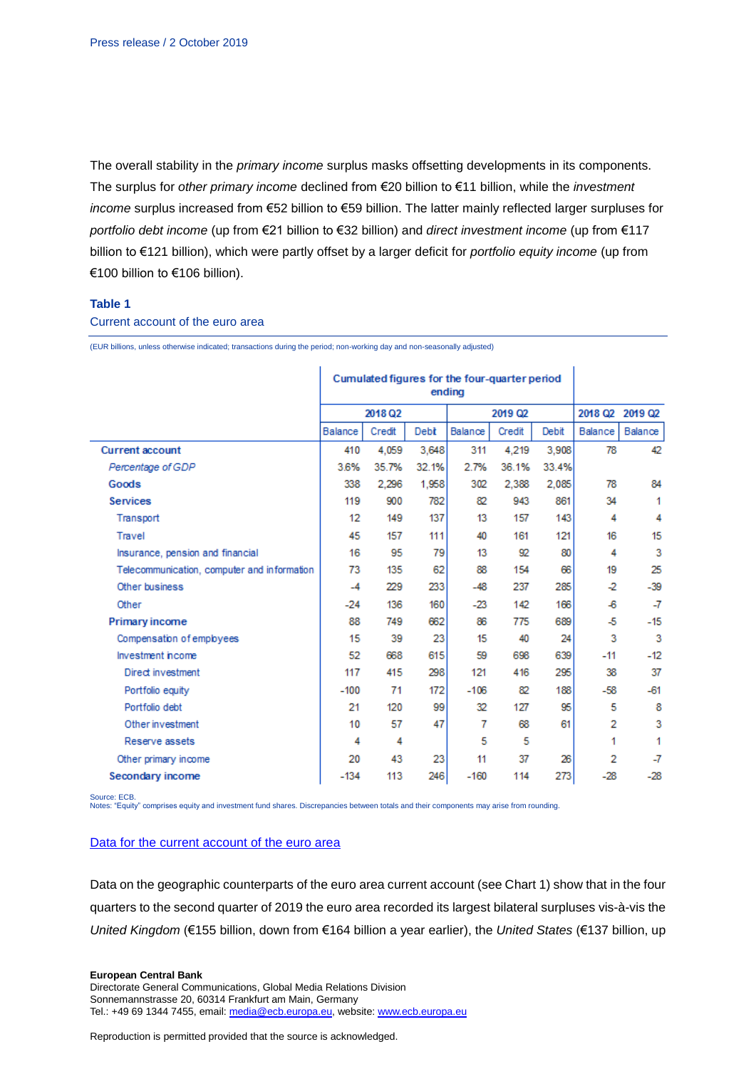The overall stability in the *primary income* surplus masks offsetting developments in its components. The surplus for *other primary income* declined from €20 billion to €11 billion, while the *investment income* surplus increased from €52 billion to €59 billion. The latter mainly reflected larger surpluses for *portfolio debt income* (up from €21 billion to €32 billion) and *direct investment income* (up from €117 billion to €121 billion), which were partly offset by a larger deficit for *portfolio equity income* (up from €100 billion to €106 billion).

**Table 1**

Current account of the euro area

(EUR billions, unless otherwise indicated; transactions during the period; non-working day and non-seasonally adjusted)

| | Cumulated figures for the four-quarter period ending | | | | | | | |
|---|---|---|---|---|---|---|---|---|
| | 2018 Q2 | | | 2019 Q2 | | | 2018 Q2 | 2019 Q2 |
| | Balance | Credit | Debit | Balance | Credit | Debit | Balance | Balance |
| **Current account** | 410 | 4,059 | 3,648 | 311 | 4,219 | 3,908 | 78 | 42 |
| *Percentage of GDP* | 3.6% | 35.7% | 32.1% | 2.7% | 36.1% | 33.4% | | |
| **Goods** | 338 | 2,296 | 1,958 | 302 | 2,388 | 2,085 | 78 | 84 |
| **Services** | 119 | 900 | 782 | 82 | 943 | 861 | 34 | 1 |
| Transport | 12 | 149 | 137 | 13 | 157 | 143 | 4 | 4 |
| Travel | 45 | 157 | 111 | 40 | 161 | 121 | 16 | 15 |
| Insurance, pension and financial | 16 | 95 | 79 | 13 | 92 | 80 | 4 | 3 |
| Telecommunication, computer and information | 73 | 135 | 62 | 88 | 154 | 66 | 19 | 25 |
| Other business | -4 | 229 | 233 | -48 | 237 | 285 | -2 | -39 |
| Other | -24 | 136 | 160 | -23 | 142 | 166 | -6 | -7 |
| **Primary income** | 88 | 749 | 662 | 86 | 775 | 689 | -5 | -15 |
| Compensation of employees | 15 | 39 | 23 | 15 | 40 | 24 | 3 | 3 |
| Investment income | 52 | 668 | 615 | 59 | 698 | 639 | -11 | -12 |
| Direct investment | 117 | 415 | 298 | 121 | 416 | 295 | 38 | 37 |
| Portfolio equity | -100 | 71 | 172 | -106 | 82 | 188 | -58 | -61 |
| Portfolio debt | 21 | 120 | 99 | 32 | 127 | 95 | 5 | 8 |
| Other investment | 10 | 57 | 47 | 7 | 68 | 61 | 2 | 3 |
| Reserve assets | 4 | 4 | | 5 | 5 | | 1 | 1 |
| Other primary income | 20 | 43 | 23 | 11 | 37 | 26 | 2 | -7 |
| **Secondary income** | -134 | 113 | 246 | -160 | 114 | 273 | -28 | -28 |

Source: ECB.
Notes: "Equity" comprises equity and investment fund shares. Discrepancies between totals and their components may arise from rounding.

[Data for the current account of the euro area](#)

Data on the geographic counterparts of the euro area current account (see Chart 1) show that in the four quarters to the second quarter of 2019 the euro area recorded its largest bilateral surpluses vis-à-vis the *United Kingdom* (€155 billion, down from €164 billion a year earlier), the *United States* (€137 billion, up

**European Central Bank**
Directorate General Communications, Global Media Relations Division
Sonnemannstrasse 20, 60314 Frankfurt am Main, Germany
Tel.: +49 69 1344 7455, email: media@ecb.europa.eu, website: www.ecb.europa.eu

Reproduction is permitted provided that the source is acknowledged.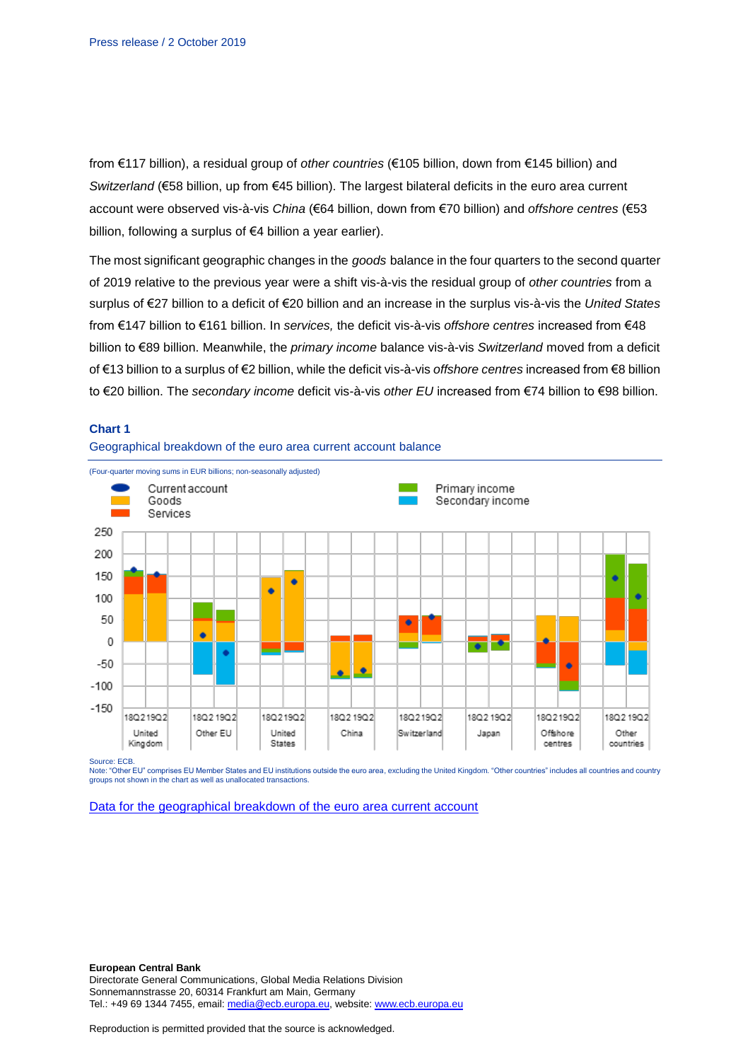from €117 billion), a residual group of *other countries* (€105 billion, down from €145 billion) and *Switzerland* (€58 billion, up from €45 billion). The largest bilateral deficits in the euro area current account were observed vis-à-vis *China* (€64 billion, down from €70 billion) and *offshore centres* (€53 billion, following a surplus of €4 billion a year earlier).

The most significant geographic changes in the *goods* balance in the four quarters to the second quarter of 2019 relative to the previous year were a shift vis-à-vis the residual group of *other countries* from a surplus of €27 billion to a deficit of €20 billion and an increase in the surplus vis-à-vis the *United States* from €147 billion to €161 billion. In *services,* the deficit vis-à-vis *offshore centres* increased from €48 billion to €89 billion. Meanwhile, the *primary income* balance vis-à-vis *Switzerland* moved from a deficit of €13 billion to a surplus of €2 billion, while the deficit vis-à-vis *offshore centres* increased from €8 billion to €20 billion. The *secondary income* deficit vis-à-vis *other EU* increased from €74 billion to €98 billion.

**Chart 1**

Geographical breakdown of the euro area current account balance

(Four-quarter moving sums in EUR billions; non-seasonally adjusted)

Source: ECB.
Note: "Other EU" comprises EU Member States and EU institutions outside the euro area, excluding the United Kingdom. "Other countries" includes all countries and country groups not shown in the chart as well as unallocated transactions.

[Data for the geographical breakdown of the euro area current account](#)

**European Central Bank**
Directorate General Communications, Global Media Relations Division
Sonnemannstrasse 20, 60314 Frankfurt am Main, Germany
Tel.: +49 69 1344 7455, email: media@ecb.europa.eu, website: www.ecb.europa.eu

Reproduction is permitted provided that the source is acknowledged.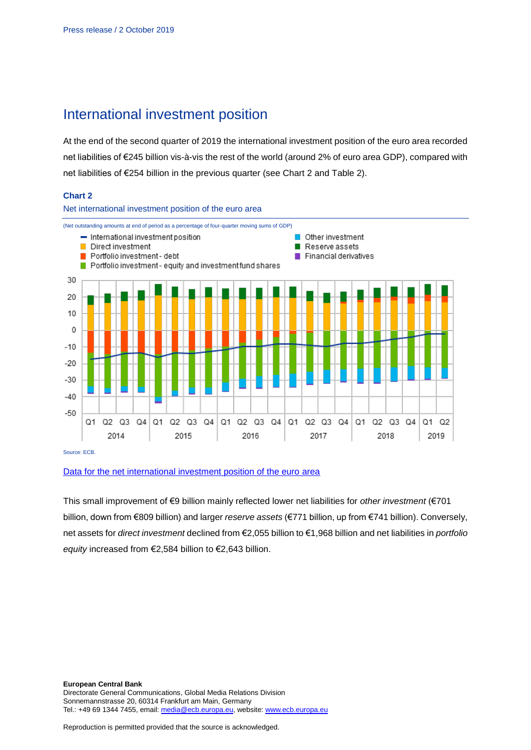# International investment position

At the end of the second quarter of 2019 the international investment position of the euro area recorded net liabilities of €245 billion vis-à-vis the rest of the world (around 2% of euro area GDP), compared with net liabilities of €254 billion in the previous quarter (see Chart 2 and Table 2).

**Chart 2**

Net international investment position of the euro area

(Net outstanding amounts at end of period as a percentage of four-quarter moving sums of GDP)

Source: ECB.

[Data for the net international investment position of the euro area]

This small improvement of €9 billion mainly reflected lower net liabilities for *other investment* (€701 billion, down from €809 billion) and larger *reserve assets* (€771 billion, up from €741 billion). Conversely, net assets for *direct investment* declined from €2,055 billion to €1,968 billion and net liabilities in *portfolio equity* increased from €2,584 billion to €2,643 billion.

**European Central Bank**
Directorate General Communications, Global Media Relations Division
Sonnemannstrasse 20, 60314 Frankfurt am Main, Germany
Tel.: +49 69 1344 7455, email: media@ecb.europa.eu, website: www.ecb.europa.eu

Reproduction is permitted provided that the source is acknowledged.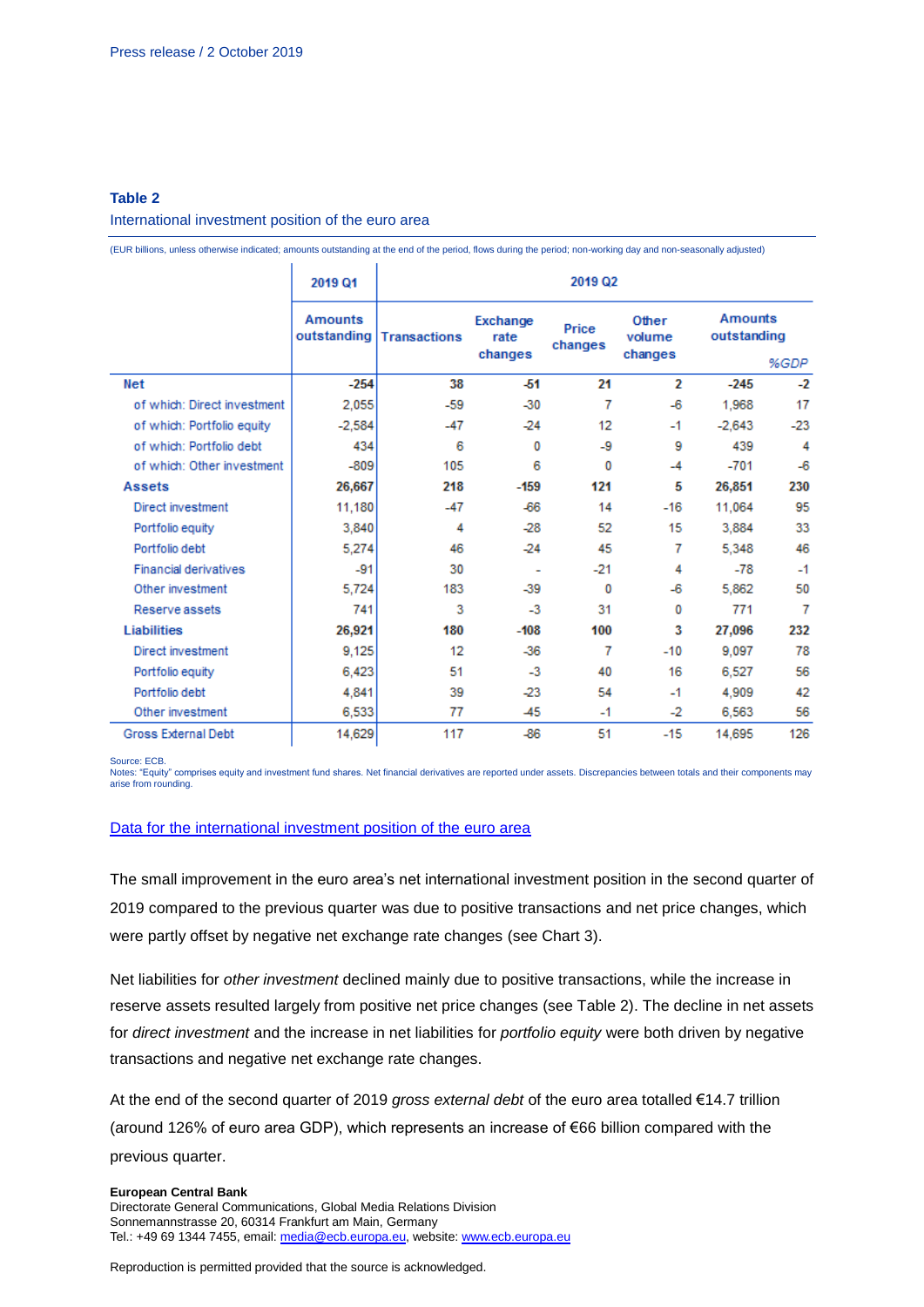**Table 2**

International investment position of the euro area

(EUR billions, unless otherwise indicated; amounts outstanding at the end of the period, flows during the period; non-working day and non-seasonally adjusted)

| | 2019 Q1 | 2019 Q2 | | | | | |
|---|---|---|---|---|---|---|---|
| | Amounts outstanding | Transactions | Exchange rate changes | Price changes | Other volume changes | Amounts outstanding | %GDP |
| **Net** | -254 | 38 | -51 | 21 | 2 | -245 | -2 |
| of which: Direct investment | 2,055 | -59 | -30 | 7 | -6 | 1,968 | 17 |
| of which: Portfolio equity | -2,584 | -47 | -24 | 12 | -1 | -2,643 | -23 |
| of which: Portfolio debt | 434 | 6 | 0 | -9 | 9 | 439 | 4 |
| of which: Other investment | -809 | 105 | 6 | 0 | -4 | -701 | -6 |
| **Assets** | 26,667 | 218 | -159 | 121 | 5 | 26,851 | 230 |
| Direct investment | 11,180 | -47 | -66 | 14 | -16 | 11,064 | 95 |
| Portfolio equity | 3,840 | 4 | -28 | 52 | 15 | 3,884 | 33 |
| Portfolio debt | 5,274 | 46 | -24 | 45 | 7 | 5,348 | 46 |
| Financial derivatives | -91 | 30 | - | -21 | 4 | -78 | -1 |
| Other investment | 5,724 | 183 | -39 | 0 | -6 | 5,862 | 50 |
| Reserve assets | 741 | 3 | -3 | 31 | 0 | 771 | 7 |
| **Liabilities** | 26,921 | 180 | -108 | 100 | 3 | 27,096 | 232 |
| Direct investment | 9,125 | 12 | -36 | 7 | -10 | 9,097 | 78 |
| Portfolio equity | 6,423 | 51 | -3 | 40 | 16 | 6,527 | 56 |
| Portfolio debt | 4,841 | 39 | -23 | 54 | -1 | 4,909 | 42 |
| Other investment | 6,533 | 77 | -45 | -1 | -2 | 6,563 | 56 |
| Gross External Debt | 14,629 | 117 | -86 | 51 | -15 | 14,695 | 126 |

Source: ECB.
Notes: "Equity" comprises equity and investment fund shares. Net financial derivatives are reported under assets. Discrepancies between totals and their components may arise from rounding.

Data for the international investment position of the euro area

The small improvement in the euro area's net international investment position in the second quarter of 2019 compared to the previous quarter was due to positive transactions and net price changes, which were partly offset by negative net exchange rate changes (see Chart 3).

Net liabilities for *other investment* declined mainly due to positive transactions, while the increase in reserve assets resulted largely from positive net price changes (see Table 2). The decline in net assets for *direct investment* and the increase in net liabilities for *portfolio equity* were both driven by negative transactions and negative net exchange rate changes.

At the end of the second quarter of 2019 *gross external debt* of the euro area totalled €14.7 trillion (around 126% of euro area GDP), which represents an increase of €66 billion compared with the previous quarter.

**European Central Bank**
Directorate General Communications, Global Media Relations Division
Sonnemannstrasse 20, 60314 Frankfurt am Main, Germany
Tel.: +49 69 1344 7455, email: media@ecb.europa.eu, website: www.ecb.europa.eu

Reproduction is permitted provided that the source is acknowledged.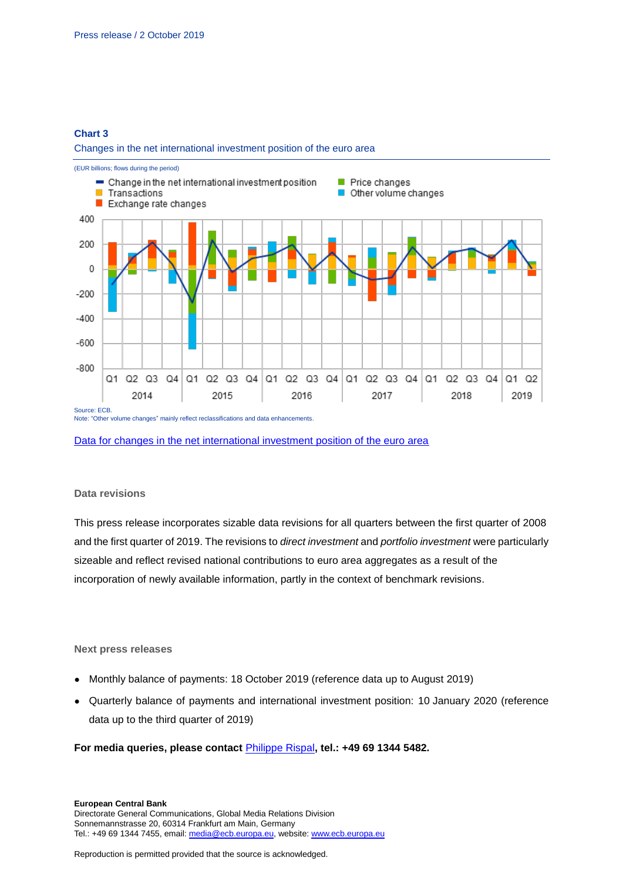**Chart 3**

Changes in the net international investment position of the euro area

(EUR billions; flows during the period)

- Change in the net international investment position
- Transactions
- Exchange rate changes
- Price changes
- Other volume changes

Source: ECB.
Note: "Other volume changes" mainly reflect reclassifications and data enhancements.

[Data for changes in the net international investment position of the euro area]

### Data revisions

This press release incorporates sizable data revisions for all quarters between the first quarter of 2008 and the first quarter of 2019. The revisions to *direct investment* and *portfolio investment* were particularly sizeable and reflect revised national contributions to euro area aggregates as a result of the incorporation of newly available information, partly in the context of benchmark revisions.

### Next press releases

- Monthly balance of payments: 18 October 2019 (reference data up to August 2019)
- Quarterly balance of payments and international investment position: 10 January 2020 (reference data up to the third quarter of 2019)

**For media queries, please contact** [Philippe Rispal]**, tel.: +49 69 1344 5482.**

**European Central Bank**
Directorate General Communications, Global Media Relations Division
Sonnemannstrasse 20, 60314 Frankfurt am Main, Germany
Tel.: +49 69 1344 7455, email: media@ecb.europa.eu, website: www.ecb.europa.eu

Reproduction is permitted provided that the source is acknowledged.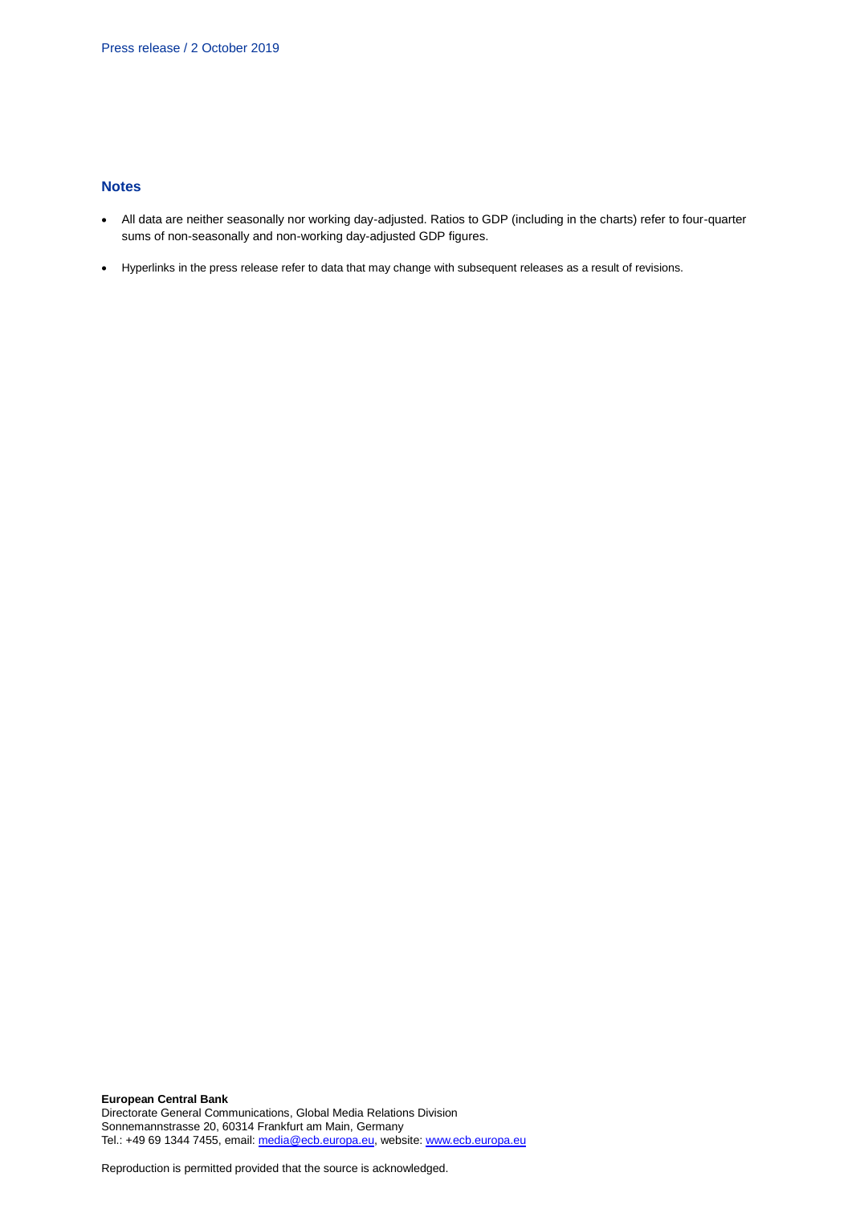## Notes

- All data are neither seasonally nor working day-adjusted. Ratios to GDP (including in the charts) refer to four-quarter sums of non-seasonally and non-working day-adjusted GDP figures.
- Hyperlinks in the press release refer to data that may change with subsequent releases as a result of revisions.

**European Central Bank**
Directorate General Communications, Global Media Relations Division
Sonnemannstrasse 20, 60314 Frankfurt am Main, Germany
Tel.: +49 69 1344 7455, email: media@ecb.europa.eu, website: www.ecb.europa.eu

Reproduction is permitted provided that the source is acknowledged.